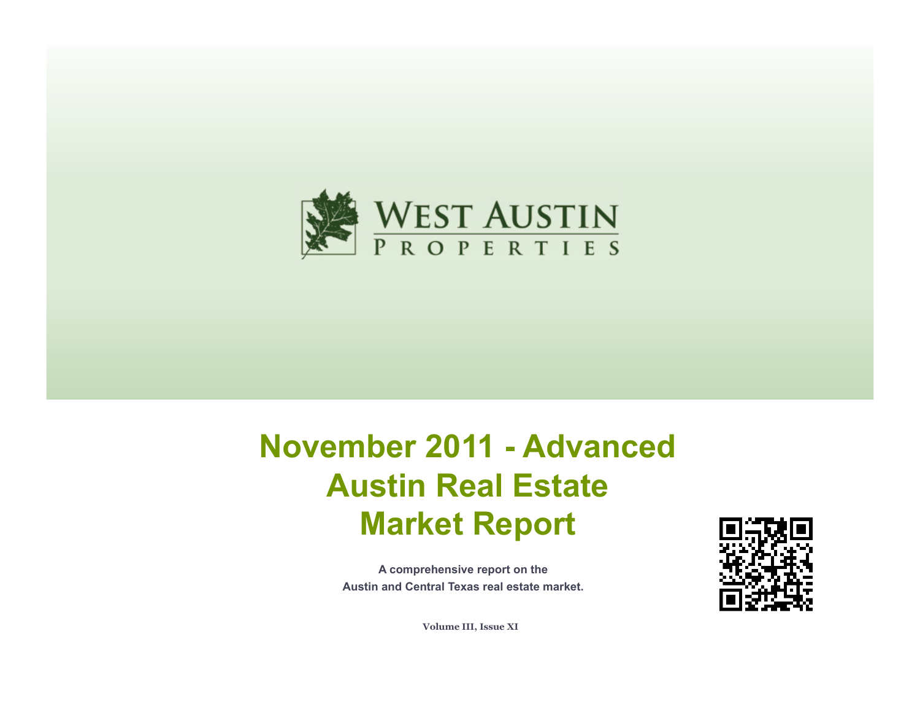West Austin Properties

# November 2011 - Advanced Austin Real Estate Market Report

**A comprehensive report on the Austin and Central Texas real estate market.**

**Volume III, Issue XI**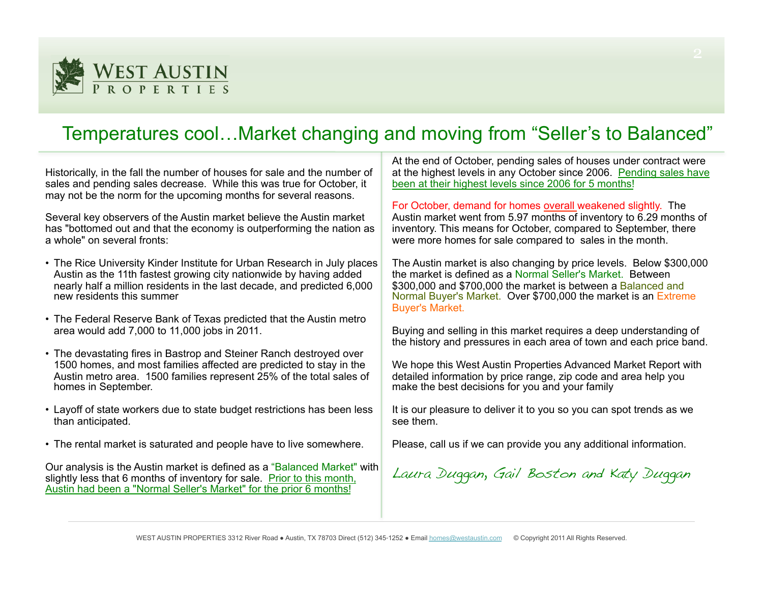# Temperatures cool…Market changing and moving from "Seller's to Balanced"

Historically, in the fall the number of houses for sale and the number of sales and pending sales decrease. While this was true for October, it may not be the norm for the upcoming months for several reasons.

Several key observers of the Austin market believe the Austin market has "bottomed out and that the economy is outperforming the nation as a whole" on several fronts:

- The Rice University Kinder Institute for Urban Research in July places Austin as the 11th fastest growing city nationwide by having added nearly half a million residents in the last decade, and predicted 6,000 new residents this summer
- The Federal Reserve Bank of Texas predicted that the Austin metro area would add 7,000 to 11,000 jobs in 2011.
- The devastating fires in Bastrop and Steiner Ranch destroyed over 1500 homes, and most families affected are predicted to stay in the Austin metro area. 1500 families represent 25% of the total sales of homes in September.
- Layoff of state workers due to state budget restrictions has been less than anticipated.
- The rental market is saturated and people have to live somewhere.

Our analysis is the Austin market is defined as a "Balanced Market" with slightly less that 6 months of inventory for sale. Prior to this month, Austin had been a "Normal Seller's Market" for the prior 6 months!

At the end of October, pending sales of houses under contract were at the highest levels in any October since 2006. Pending sales have been at their highest levels since 2006 for 5 months!

For October, demand for homes overall weakened slightly. The Austin market went from 5.97 months of inventory to 6.29 months of inventory. This means for October, compared to September, there were more homes for sale compared to sales in the month.

The Austin market is also changing by price levels. Below $300,000 the market is defined as a Normal Seller's Market. Between $300,000 and $700,000 the market is between a Balanced and Normal Buyer's Market. Over $700,000 the market is an Extreme Buyer's Market.

Buying and selling in this market requires a deep understanding of the history and pressures in each area of town and each price band.

We hope this West Austin Properties Advanced Market Report with detailed information by price range, zip code and area help you make the best decisions for you and your family

It is our pleasure to deliver it to you so you can spot trends as we see them.

Please, call us if we can provide you any additional information.

*Laura Duggan, Gail Boston and Katy Duggan*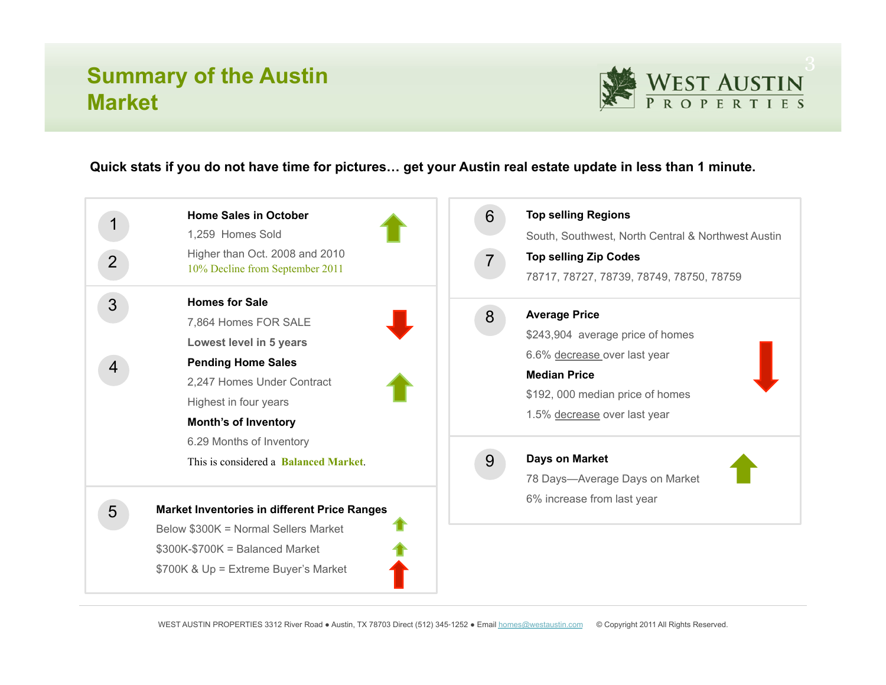# Summary of the Austin Market

WEST AUSTIN PROPERTIES

**Quick stats if you do not have time for pictures… get your Austin real estate update in less than 1 minute.**

1. **Home Sales in October**
   1,259 Homes Sold
2. Higher than Oct. 2008 and 2010
   10% Decline from September 2011

3. **Homes for Sale**
   7,864 Homes FOR SALE
   **Lowest level in 5 years**
4. **Pending Home Sales**
   2,247 Homes Under Contract
   Highest in four years
   **Month's of Inventory**
   6.29 Months of Inventory
   This is considered a **Balanced Market**.

5. **Market Inventories in different Price Ranges**
   Below $300K = Normal Sellers Market
   $300K-$700K = Balanced Market
   $700K & Up = Extreme Buyer's Market

6. **Top selling Regions**
   South, Southwest, North Central & Northwest Austin
7. **Top selling Zip Codes**
   78717, 78727, 78739, 78749, 78750, 78759

8. **Average Price**
   $243,904 average price of homes
   6.6% decrease over last year
   **Median Price**
   $192, 000 median price of homes
   1.5% decrease over last year

9. **Days on Market**
   78 Days—Average Days on Market
   6% increase from last year

WEST AUSTIN PROPERTIES 3312 River Road ● Austin, TX 78703 Direct (512) 345-1252 ● Email homes@westaustin.com © Copyright 2011 All Rights Reserved.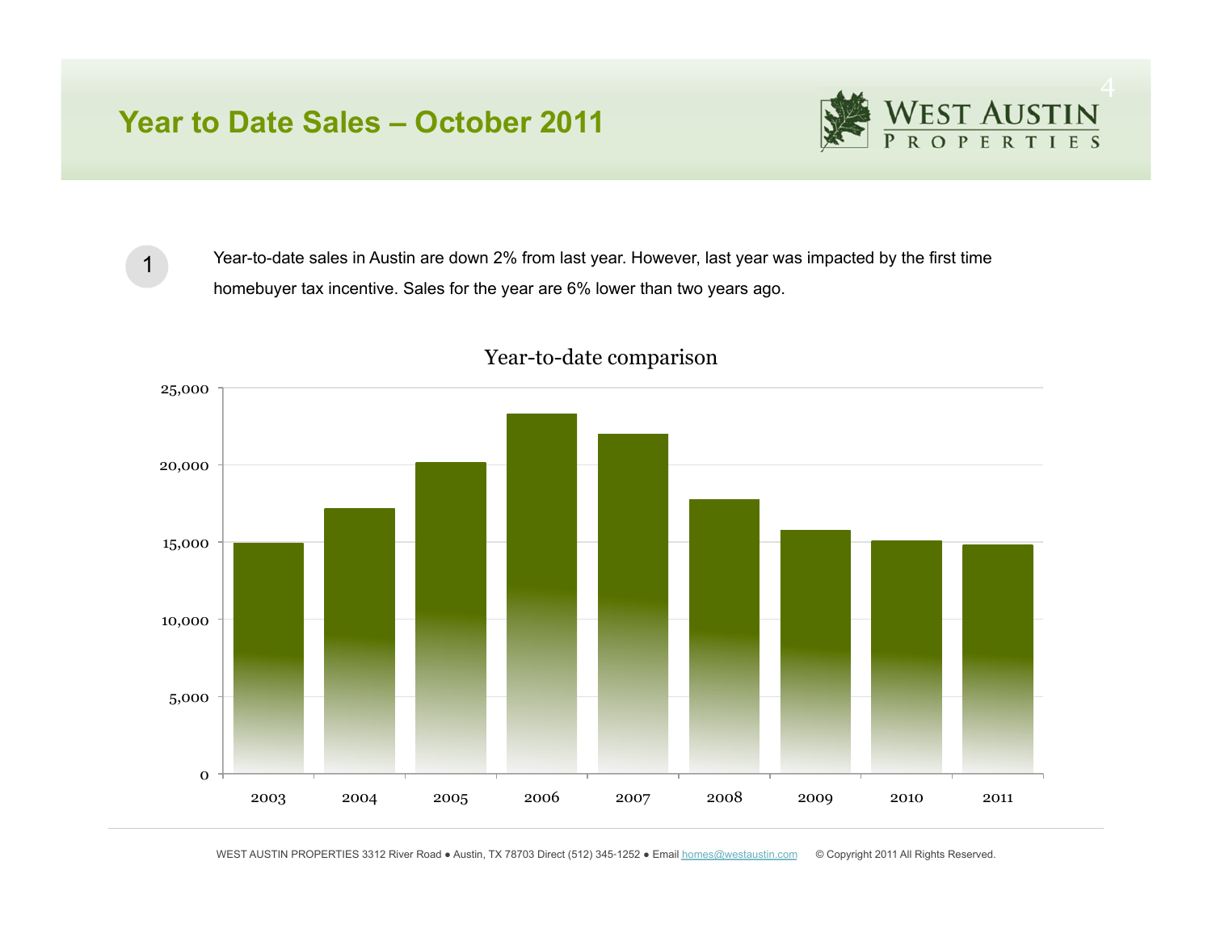# Year to Date Sales – October 2011

1. Year-to-date sales in Austin are down 2% from last year. However, last year was impacted by the first time homebuyer tax incentive. Sales for the year are 6% lower than two years ago.

Year-to-date comparison

WEST AUSTIN PROPERTIES 3312 River Road ● Austin, TX 78703 Direct (512) 345-1252 ● Email homes@westaustin.com © Copyright 2011 All Rights Reserved.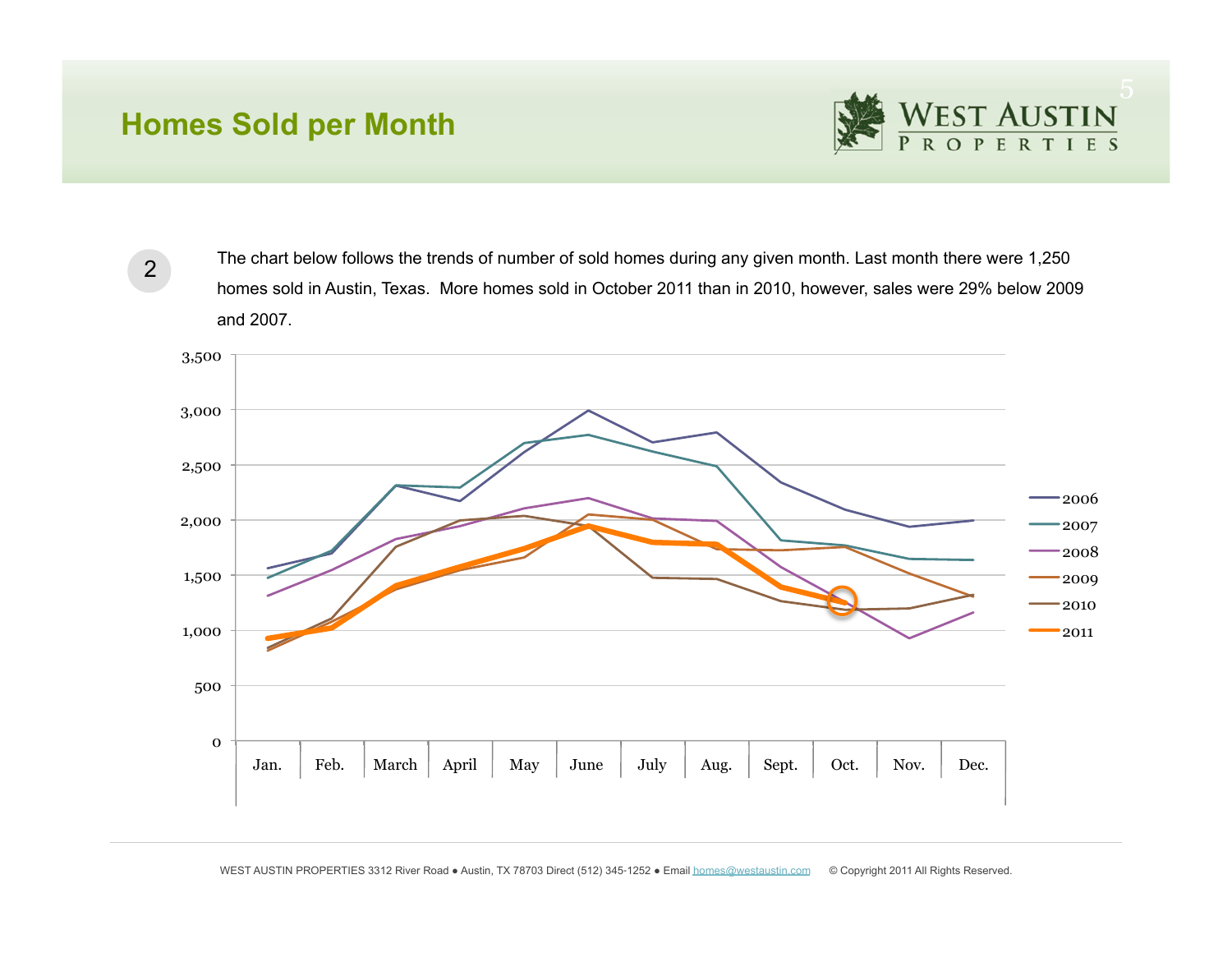# Homes Sold per Month

2

The chart below follows the trends of number of sold homes during any given month. Last month there were 1,250 homes sold in Austin, Texas. More homes sold in October 2011 than in 2010, however, sales were 29% below 2009 and 2007.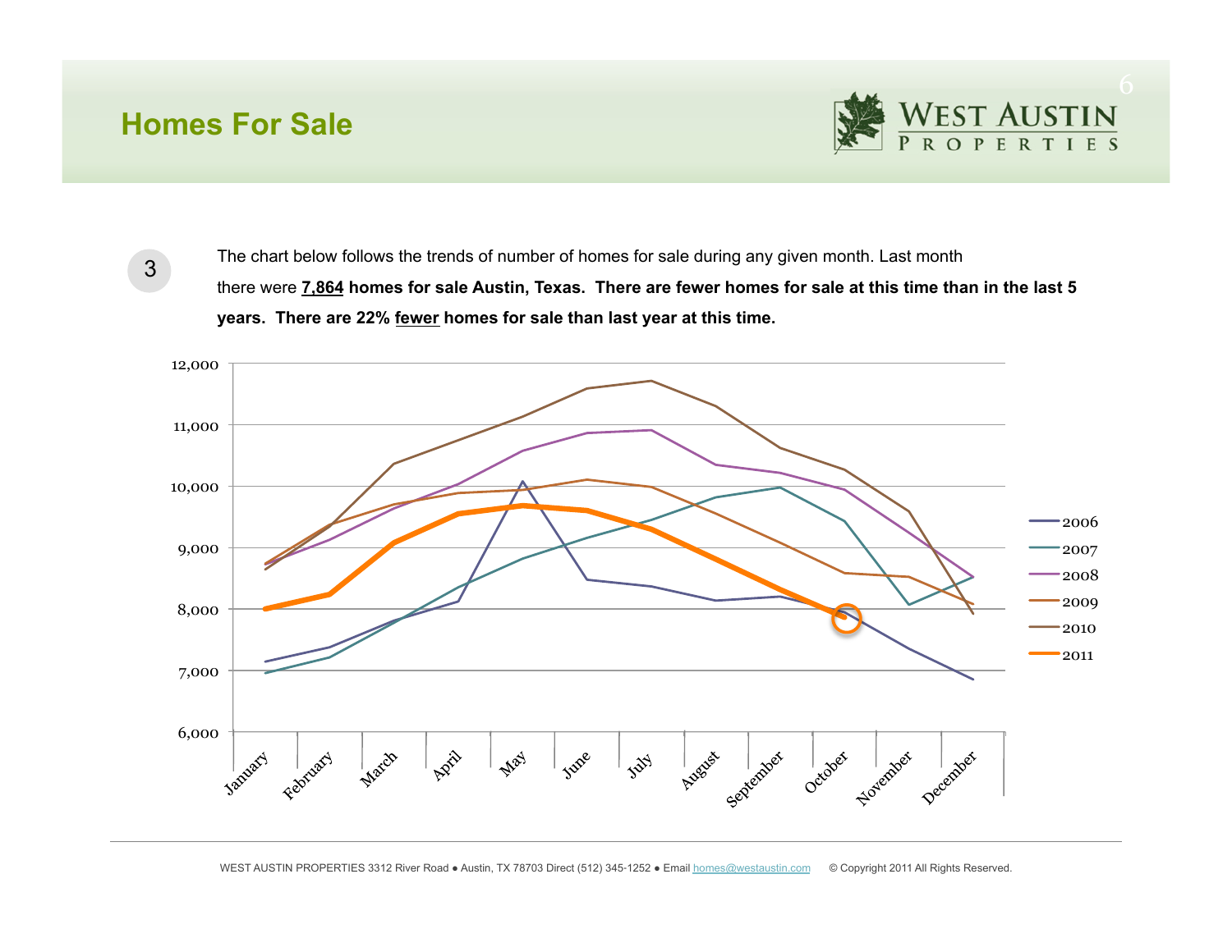# Homes For Sale

3

The chart below follows the trends of number of homes for sale during any given month. Last month there were **7,864** **homes for sale Austin, Texas. There are fewer homes for sale at this time than in the last 5 years. There are 22% fewer homes for sale than last year at this time.**

WEST AUSTIN PROPERTIES 3312 River Road ● Austin, TX 78703 Direct (512) 345-1252 ● Email homes@westaustin.com © Copyright 2011 All Rights Reserved.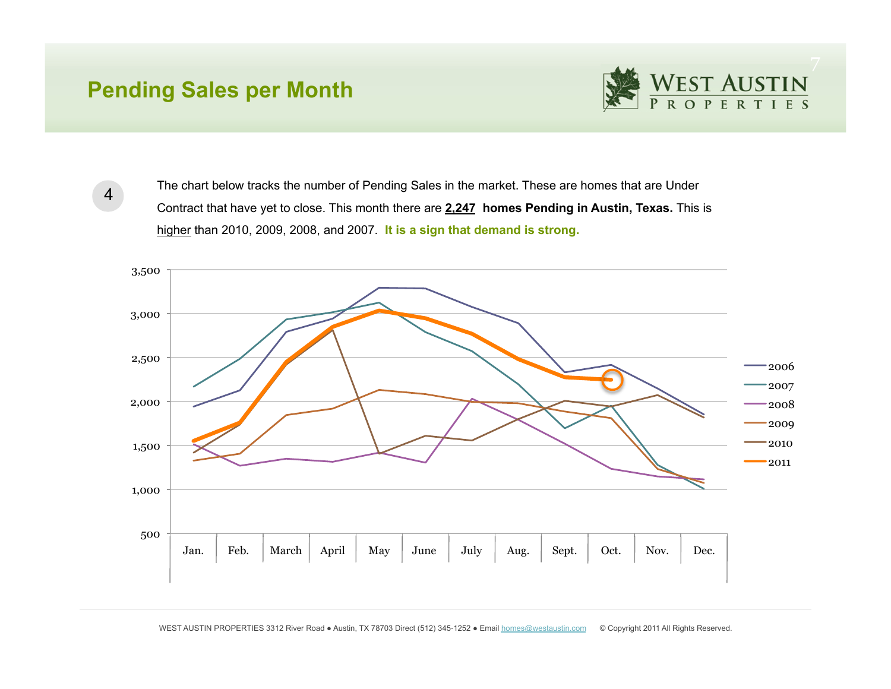# Pending Sales per Month

4

The chart below tracks the number of Pending Sales in the market. These are homes that are Under Contract that have yet to close. This month there are **2,247 homes Pending in Austin, Texas.** This is higher than 2010, 2009, 2008, and 2007. **It is a sign that demand is strong.**

WEST AUSTIN PROPERTIES 3312 River Road ● Austin, TX 78703 Direct (512) 345-1252 ● Email homes@westaustin.com © Copyright 2011 All Rights Reserved.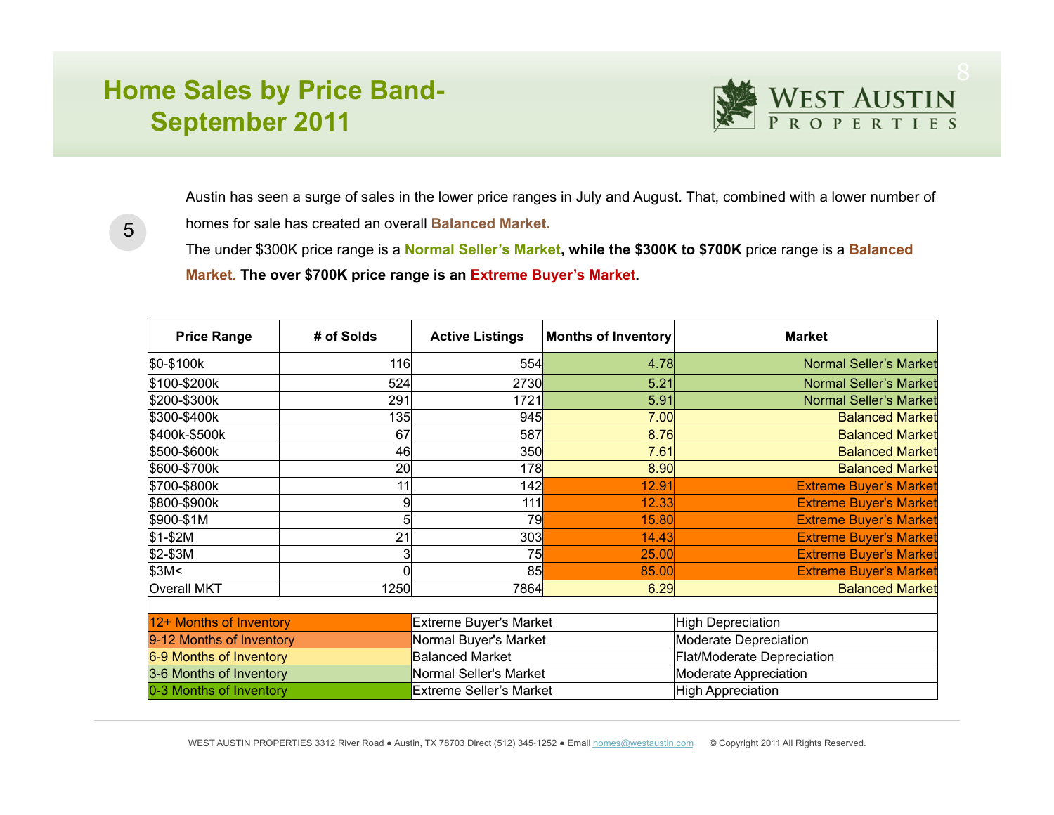# Home Sales by Price Band- September 2011

Austin has seen a surge of sales in the lower price ranges in July and August. That, combined with a lower number of homes for sale has created an overall **Balanced Market.**

The under $300K price range is a **Normal Seller's Market, while the $300K to $700K** price range is a **Balanced Market. The over $700K price range is an Extreme Buyer's Market.**

| Price Range | # of Solds | Active Listings | Months of Inventory | Market |
|---|---|---|---|---|
| $0-$100k | 116 | 554 | 4.78 | Normal Seller's Market |
| $100-$200k | 524 | 2730 | 5.21 | Normal Seller's Market |
| $200-$300k | 291 | 1721 | 5.91 | Normal Seller's Market |
| $300-$400k | 135 | 945 | 7.00 | Balanced Market |
| $400k-$500k | 67 | 587 | 8.76 | Balanced Market |
| $500-$600k | 46 | 350 | 7.61 | Balanced Market |
| $600-$700k | 20 | 178 | 8.90 | Balanced Market |
| $700-$800k | 11 | 142 | 12.91 | Extreme Buyer's Market |
| $800-$900k | 9 | 111 | 12.33 | Extreme Buyer's Market |
| $900-$1M | 5 | 79 | 15.80 | Extreme Buyer's Market |
| $1-$2M | 21 | 303 | 14.43 | Extreme Buyer's Market |
| $2-$3M | 3 | 75 | 25.00 | Extreme Buyer's Market |
| $3M< | 0 | 85 | 85.00 | Extreme Buyer's Market |
| Overall MKT | 1250 | 7864 | 6.29 | Balanced Market |

| Months of Inventory | Market | Appreciation |
|---|---|---|
| 12+ Months of Inventory | Extreme Buyer's Market | High Depreciation |
| 9-12 Months of Inventory | Normal Buyer's Market | Moderate Depreciation |
| 6-9 Months of Inventory | Balanced Market | Flat/Moderate Depreciation |
| 3-6 Months of Inventory | Normal Seller's Market | Moderate Appreciation |
| 0-3 Months of Inventory | Extreme Seller's Market | High Appreciation |

WEST AUSTIN PROPERTIES 3312 River Road ● Austin, TX 78703 Direct (512) 345-1252 ● Email homes@westaustin.com © Copyright 2011 All Rights Reserved.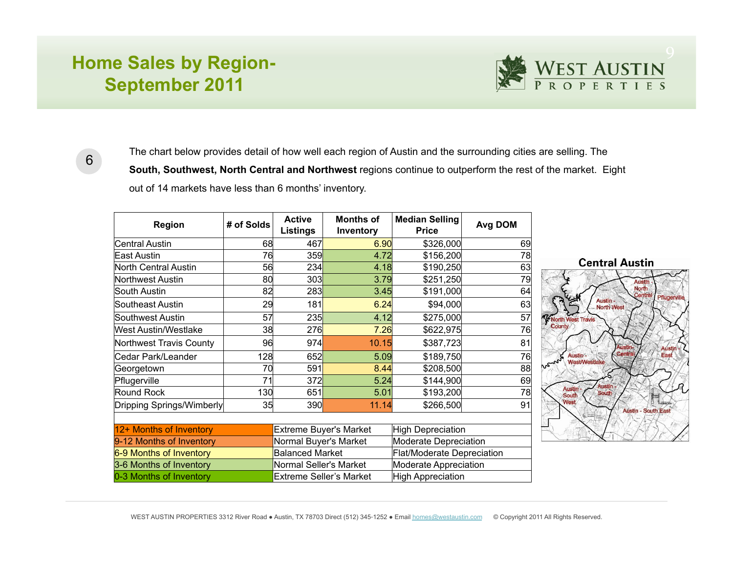# Home Sales by Region- September 2011

6

The chart below provides detail of how well each region of Austin and the surrounding cities are selling. The **South, Southwest, North Central and Northwest** regions continue to outperform the rest of the market. Eight out of 14 markets have less than 6 months' inventory.

| Region | # of Solds | Active Listings | Months of Inventory | Median Selling Price | Avg DOM |
|---|---|---|---|---|---|
| Central Austin | 68 | 467 | 6.90 | $326,000 | 69 |
| East Austin | 76 | 359 | 4.72 | $156,200 | 78 |
| North Central Austin | 56 | 234 | 4.18 | $190,250 | 63 |
| Northwest Austin | 80 | 303 | 3.79 | $251,250 | 79 |
| South Austin | 82 | 283 | 3.45 | $191,000 | 64 |
| Southeast Austin | 29 | 181 | 6.24 | $94,000 | 63 |
| Southwest Austin | 57 | 235 | 4.12 | $275,000 | 57 |
| West Austin/Westlake | 38 | 276 | 7.26 | $622,975 | 76 |
| Northwest Travis County | 96 | 974 | 10.15 | $387,723 | 81 |
| Cedar Park/Leander | 128 | 652 | 5.09 | $189,750 | 76 |
| Georgetown | 70 | 591 | 8.44 | $208,500 | 88 |
| Pflugerville | 71 | 372 | 5.24 | $144,900 | 69 |
| Round Rock | 130 | 651 | 5.01 | $193,200 | 78 |
| Dripping Springs/Wimberly | 35 | 390 | 11.14 | $266,500 | 91 |

| Inventory | Market | Price Trend |
|---|---|---|
| 12+ Months of Inventory | Extreme Buyer's Market | High Depreciation |
| 9-12 Months of Inventory | Normal Buyer's Market | Moderate Depreciation |
| 6-9 Months of Inventory | Balanced Market | Flat/Moderate Depreciation |
| 3-6 Months of Inventory | Normal Seller's Market | Moderate Appreciation |
| 0-3 Months of Inventory | Extreme Seller's Market | High Appreciation |

**Central Austin**

WEST AUSTIN PROPERTIES 3312 River Road ● Austin, TX 78703 Direct (512) 345-1252 ● Email homes@westaustin.com © Copyright 2011 All Rights Reserved.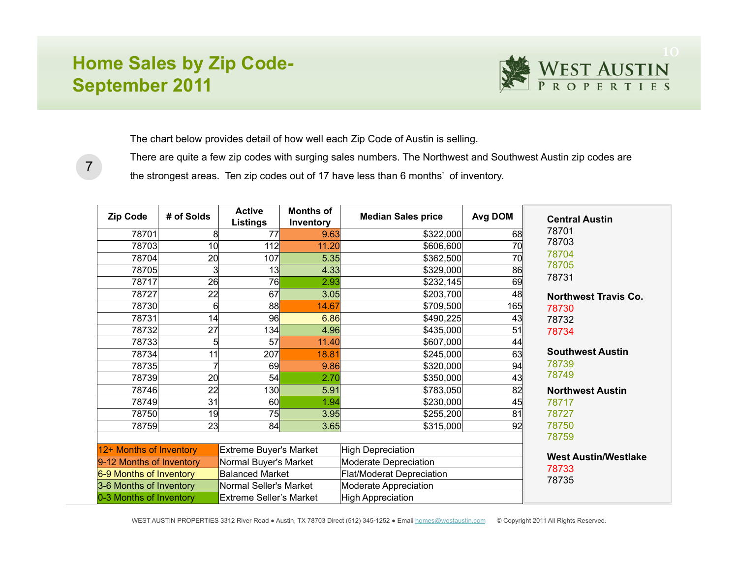# Home Sales by Zip Code- September 2011

WEST AUSTIN PROPERTIES

7

The chart below provides detail of how well each Zip Code of Austin is selling.

There are quite a few zip codes with surging sales numbers. The Northwest and Southwest Austin zip codes are the strongest areas. Ten zip codes out of 17 have less than 6 months' of inventory.

| Zip Code | # of Solds | Active Listings | Months of Inventory | Median Sales price | Avg DOM |
|---|---|---|---|---|---|
| 78701 | 8 | 77 | 9.63 | $322,000 | 68 |
| 78703 | 10 | 112 | 11.20 | $606,600 | 70 |
| 78704 | 20 | 107 | 5.35 | $362,500 | 70 |
| 78705 | 3 | 13 | 4.33 | $329,000 | 86 |
| 78717 | 26 | 76 | 2.93 | $232,145 | 69 |
| 78727 | 22 | 67 | 3.05 | $203,700 | 48 |
| 78730 | 6 | 88 | 14.67 | $709,500 | 165 |
| 78731 | 14 | 96 | 6.86 | $490,225 | 43 |
| 78732 | 27 | 134 | 4.96 | $435,000 | 51 |
| 78733 | 5 | 57 | 11.40 | $607,000 | 44 |
| 78734 | 11 | 207 | 18.81 | $245,000 | 63 |
| 78735 | 7 | 69 | 9.86 | $320,000 | 94 |
| 78739 | 20 | 54 | 2.70 | $350,000 | 43 |
| 78746 | 22 | 130 | 5.91 | $783,050 | 82 |
| 78749 | 31 | 60 | 1.94 | $230,000 | 45 |
| 78750 | 19 | 75 | 3.95 | $255,200 | 81 |
| 78759 | 23 | 84 | 3.65 | $315,000 | 92 |

| Months of Inventory | Market | Appreciation |
|---|---|---|
| 12+ Months of Inventory | Extreme Buyer's Market | High Depreciation |
| 9-12 Months of Inventory | Normal Buyer's Market | Moderate Depreciation |
| 6-9 Months of Inventory | Balanced Market | Flat/Moderat Depreciation |
| 3-6 Months of Inventory | Normal Seller's Market | Moderate Appreciation |
| 0-3 Months of Inventory | Extreme Seller's Market | High Appreciation |

**Central Austin**
78701
78703
78704
78705
78731

**Northwest Travis Co.**
78730
78732
78734

**Southwest Austin**
78739
78749

**Northwest Austin**
78717
78727
78750
78759

**West Austin/Westlake**
78733
78735

WEST AUSTIN PROPERTIES 3312 River Road ● Austin, TX 78703 Direct (512) 345-1252 ● Email homes@westaustin.com © Copyright 2011 All Rights Reserved.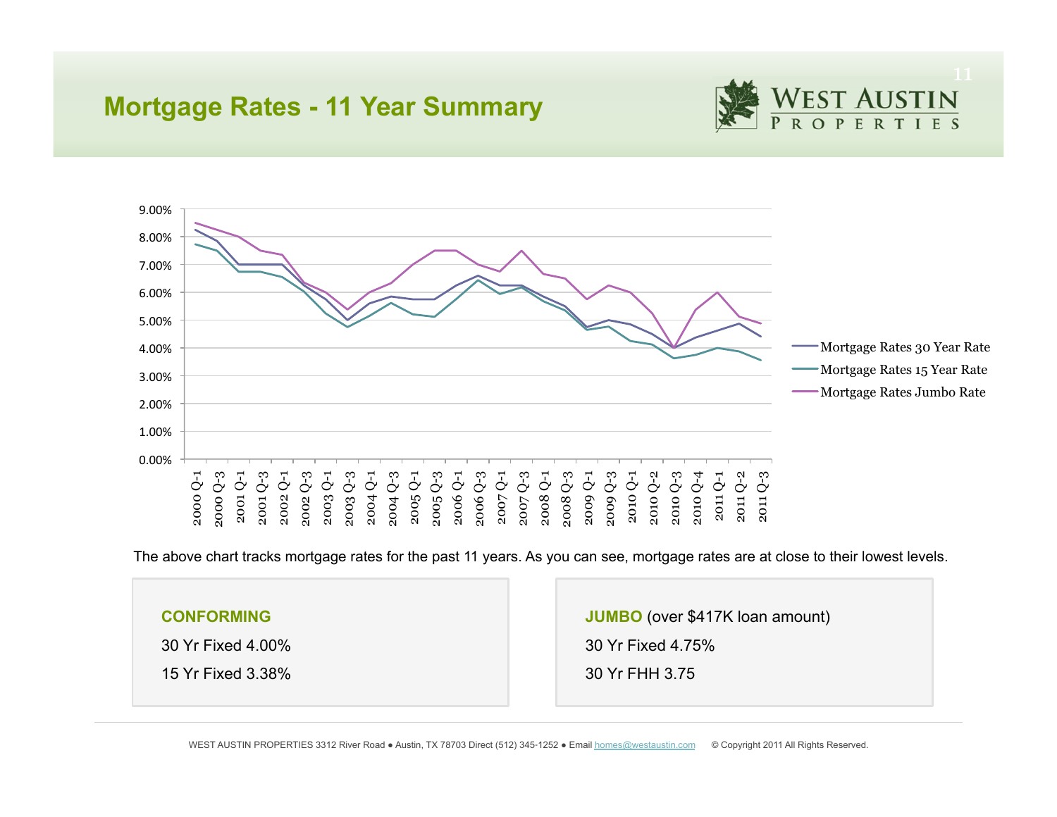# Mortgage Rates - 11 Year Summary

The above chart tracks mortgage rates for the past 11 years. As you can see, mortgage rates are at close to their lowest levels.

**CONFORMING**

30 Yr Fixed 4.00%

15 Yr Fixed 3.38%

**JUMBO** (over $417K loan amount)

30 Yr Fixed 4.75%

30 Yr FHH 3.75

WEST AUSTIN PROPERTIES 3312 River Road ● Austin, TX 78703 Direct (512) 345-1252 ● Email homes@westaustin.com © Copyright 2011 All Rights Reserved.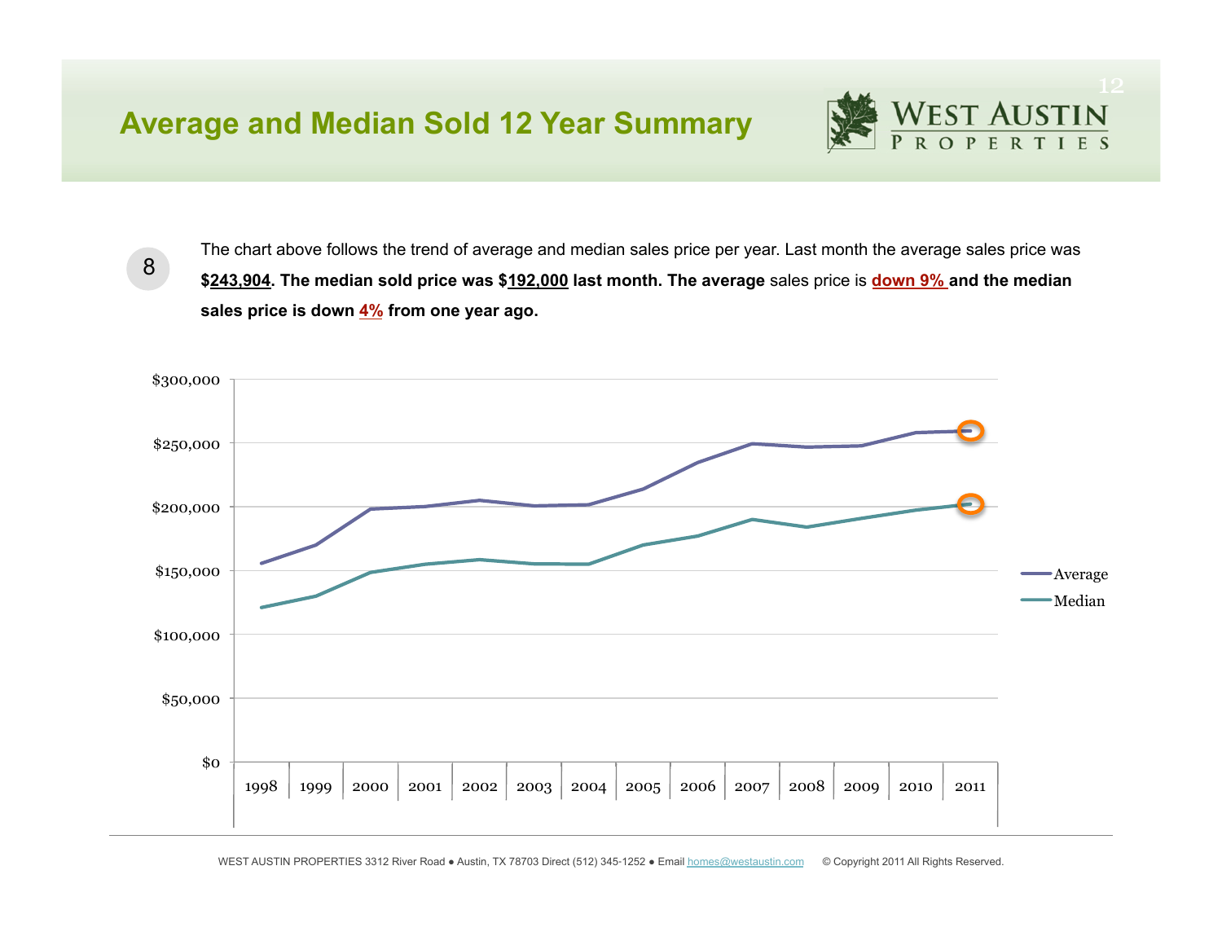## Average and Median Sold 12 Year Summary

8

The chart above follows the trend of average and median sales price per year. Last month the average sales price was **$243,904. The median sold price was $192,000 last month. The average** sales price is **down 9% and the median sales price is down 4% from one year ago.**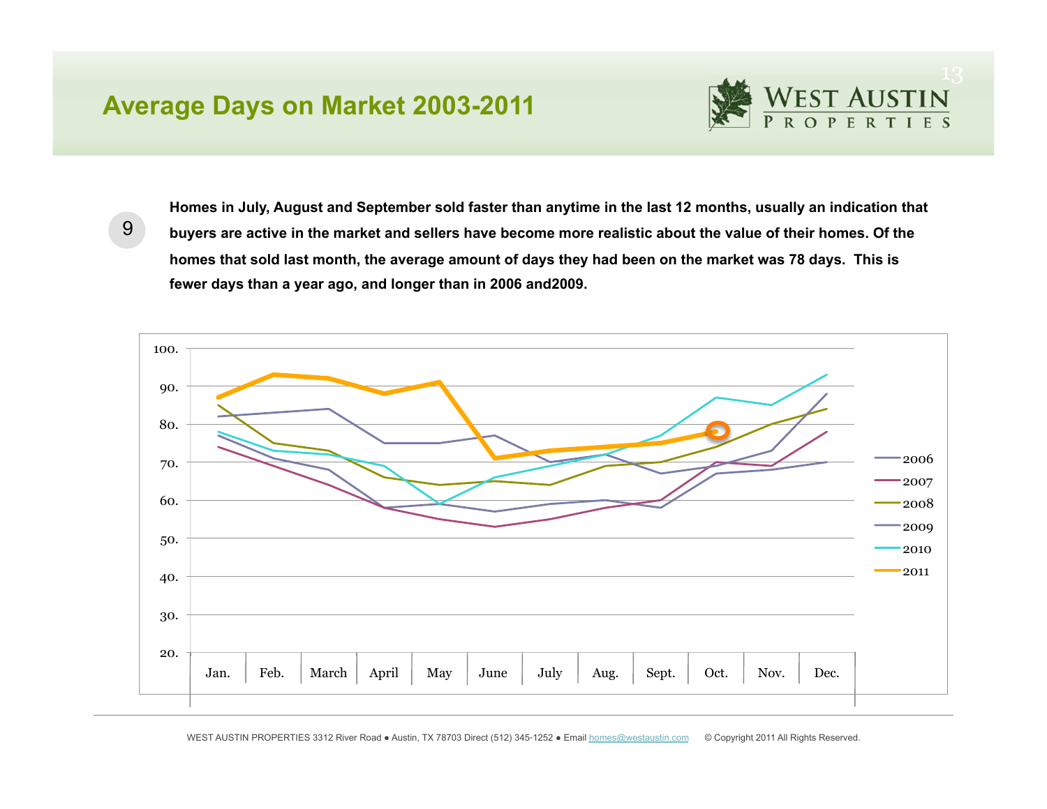# Average Days on Market 2003-2011

9

**Homes in July, August and September sold faster than anytime in the last 12 months, usually an indication that buyers are active in the market and sellers have become more realistic about the value of their homes. Of the homes that sold last month, the average amount of days they had been on the market was 78 days. This is fewer days than a year ago, and longer than in 2006 and2009.**

WEST AUSTIN PROPERTIES 3312 River Road ● Austin, TX 78703 Direct (512) 345-1252 ● Email homes@westaustin.com © Copyright 2011 All Rights Reserved.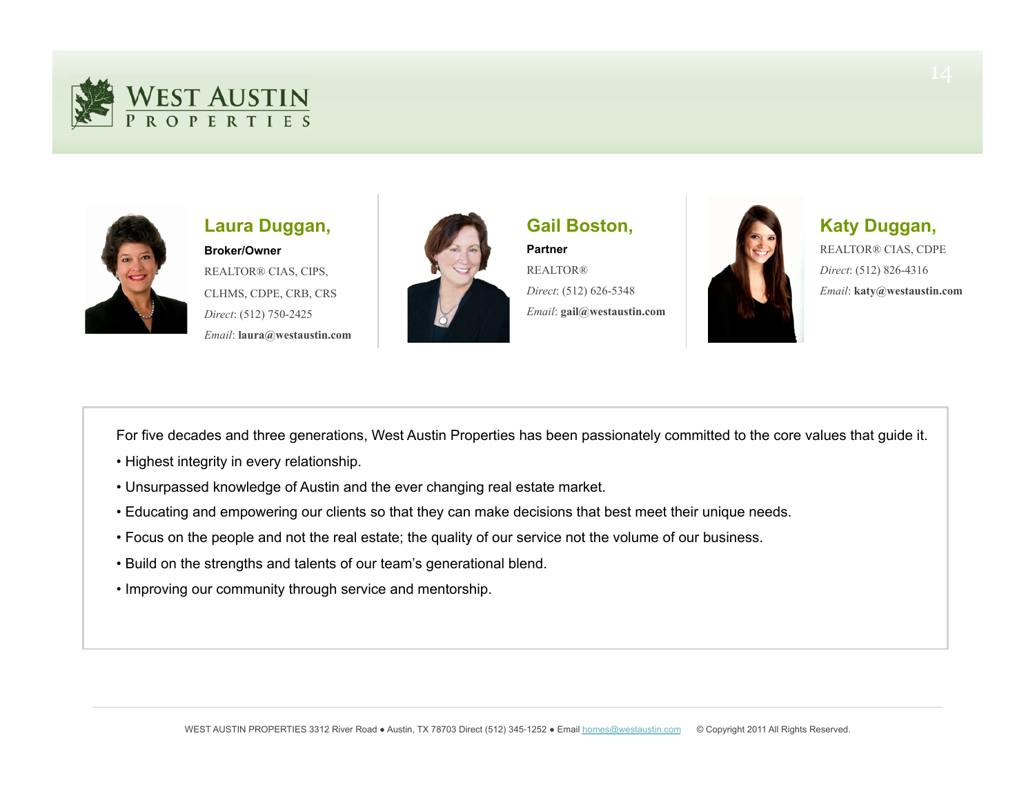WEST AUSTIN PROPERTIES

## Laura Duggan,

**Broker/Owner**

REALTOR® CIAS, CIPS, CLHMS, CDPE, CRB, CRS

*Direct*: (512) 750-2425

*Email*: **laura@westaustin.com**

## Gail Boston,

**Partner**

REALTOR®

*Direct*: (512) 626-5348

*Email*: **gail@westaustin.com**

## Katy Duggan,

REALTOR® CIAS, CDPE

*Direct*: (512) 826-4316

*Email*: **katy@westaustin.com**

For five decades and three generations, West Austin Properties has been passionately committed to the core values that guide it.

- Highest integrity in every relationship.
- Unsurpassed knowledge of Austin and the ever changing real estate market.
- Educating and empowering our clients so that they can make decisions that best meet their unique needs.
- Focus on the people and not the real estate; the quality of our service not the volume of our business.
- Build on the strengths and talents of our team's generational blend.
- Improving our community through service and mentorship.

WEST AUSTIN PROPERTIES 3312 River Road ● Austin, TX 78703 Direct (512) 345-1252 ● Email homes@westaustin.com © Copyright 2011 All Rights Reserved.